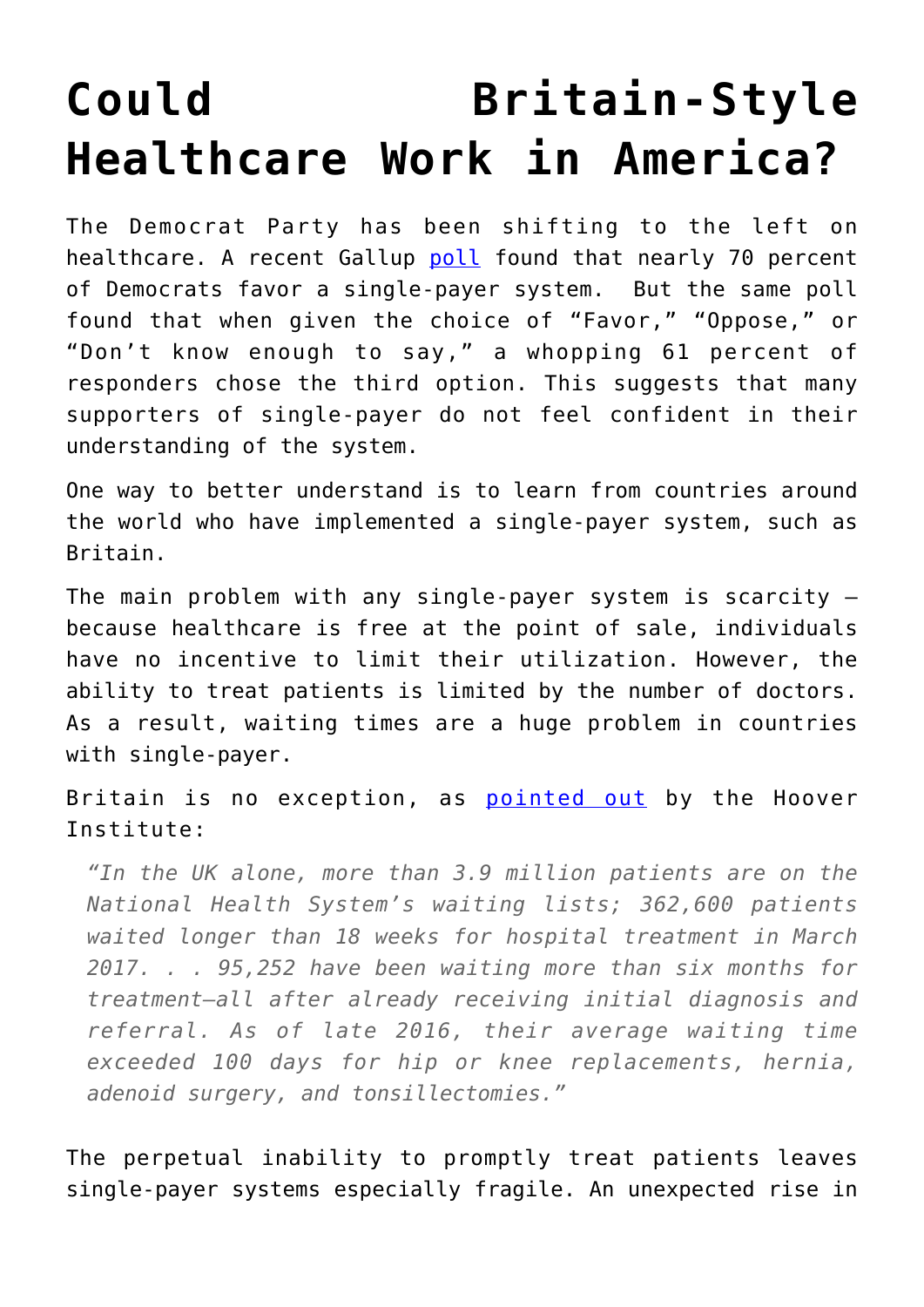# Could Britain-Style Healthcare Work in America?

The Democrat Party has been shifting to the left on healthcare. A recent Gallup poll found that nearly 70 percent of Democrats favor a single-payer system. But the same poll found that when given the choice of "Favor," "Oppose," or "Don't know enough to say," a whopping 61 percent of responders chose the third option. This suggests that many supporters of single-payer do not feel confident in their understanding of the system.

One way to better understand is to learn from countries around the world who have implemented a single-payer system, such as Britain.

The main problem with any single-payer system is scarcity – because healthcare is free at the point of sale, individuals have no incentive to limit their utilization. However, the ability to treat patients is limited by the number of doctors. As a result, waiting times are a huge problem in countries with single-payer.

Britain is no exception, as pointed out by the Hoover Institute:

> *"In the UK alone, more than 3.9 million patients are on the National Health System's waiting lists; 362,600 patients waited longer than 18 weeks for hospital treatment in March 2017. . . 95,252 have been waiting more than six months for treatment—all after already receiving initial diagnosis and referral. As of late 2016, their average waiting time exceeded 100 days for hip or knee replacements, hernia, adenoid surgery, and tonsillectomies."*

The perpetual inability to promptly treat patients leaves single-payer systems especially fragile. An unexpected rise in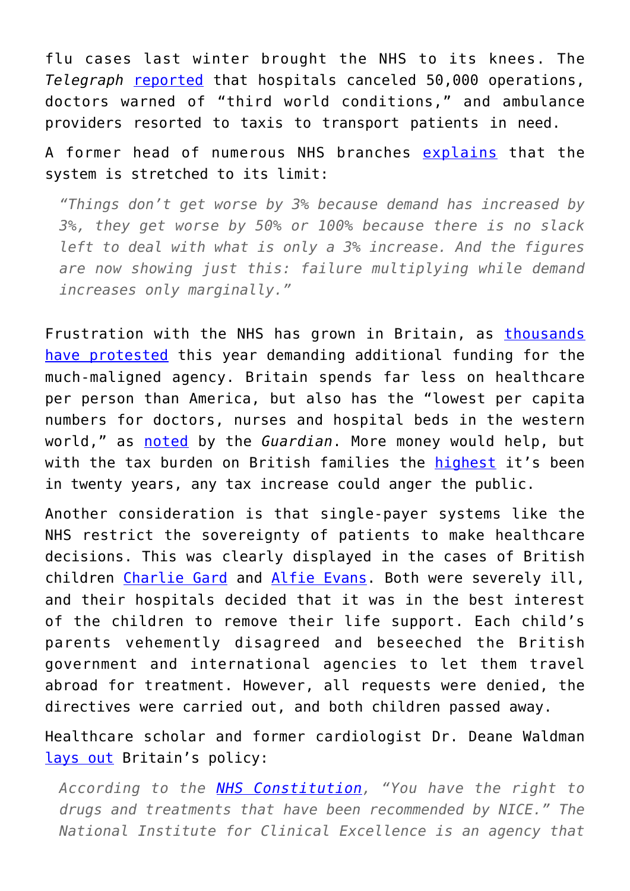flu cases last winter brought the NHS to its knees. The *Telegraph* [reported](#) that hospitals canceled 50,000 operations, doctors warned of "third world conditions," and ambulance providers resorted to taxis to transport patients in need.

A former head of numerous NHS branches [explains](#) that the system is stretched to its limit:

> *"Things don't get worse by 3% because demand has increased by 3%, they get worse by 50% or 100% because there is no slack left to deal with what is only a 3% increase. And the figures are now showing just this: failure multiplying while demand increases only marginally."*

Frustration with the NHS has grown in Britain, as [thousands have protested](#) this year demanding additional funding for the much-maligned agency. Britain spends far less on healthcare per person than America, but also has the "lowest per capita numbers for doctors, nurses and hospital beds in the western world," as [noted](#) by the *Guardian*. More money would help, but with the tax burden on British families the [highest](#) it's been in twenty years, any tax increase could anger the public.

Another consideration is that single-payer systems like the NHS restrict the sovereignty of patients to make healthcare decisions. This was clearly displayed in the cases of British children [Charlie Gard](#) and [Alfie Evans](#). Both were severely ill, and their hospitals decided that it was in the best interest of the children to remove their life support. Each child's parents vehemently disagreed and beseeched the British government and international agencies to let them travel abroad for treatment. However, all requests were denied, the directives were carried out, and both children passed away.

Healthcare scholar and former cardiologist Dr. Deane Waldman [lays out](#) Britain's policy:

> *According to the [NHS Constitution](#), "You have the right to drugs and treatments that have been recommended by NICE." The National Institute for Clinical Excellence is an agency that*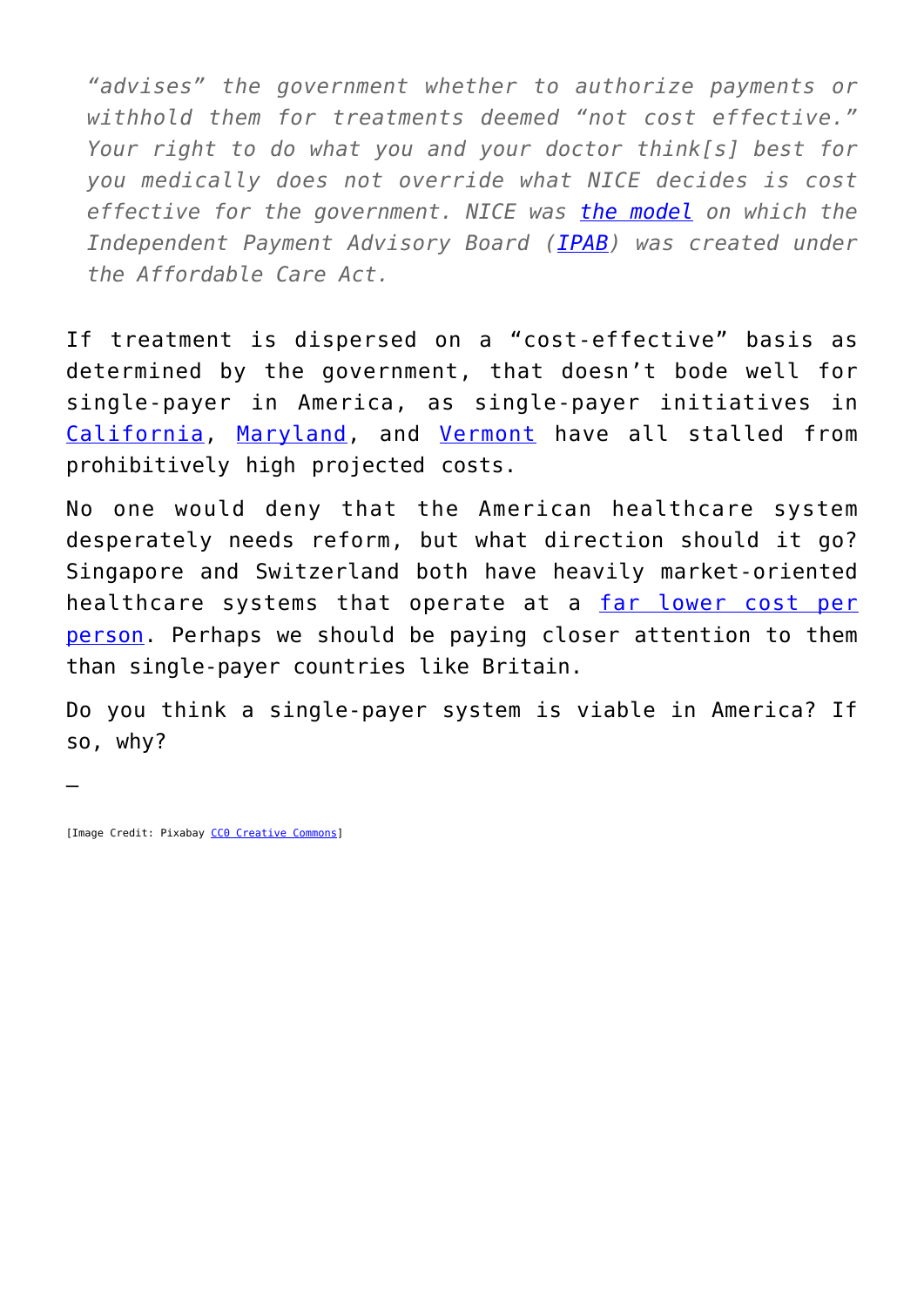> *"advises" the government whether to authorize payments or withhold them for treatments deemed "not cost effective." Your right to do what you and your doctor think[s] best for you medically does not override what NICE decides is cost effective for the government. NICE was the model on which the Independent Payment Advisory Board (IPAB) was created under the Affordable Care Act.*

If treatment is dispersed on a "cost-effective" basis as determined by the government, that doesn't bode well for single-payer in America, as single-payer initiatives in California, Maryland, and Vermont have all stalled from prohibitively high projected costs.

No one would deny that the American healthcare system desperately needs reform, but what direction should it go? Singapore and Switzerland both have heavily market-oriented healthcare systems that operate at a far lower cost per person. Perhaps we should be paying closer attention to them than single-payer countries like Britain.

Do you think a single-payer system is viable in America? If so, why?

—

[Image Credit: Pixabay CC0 Creative Commons]